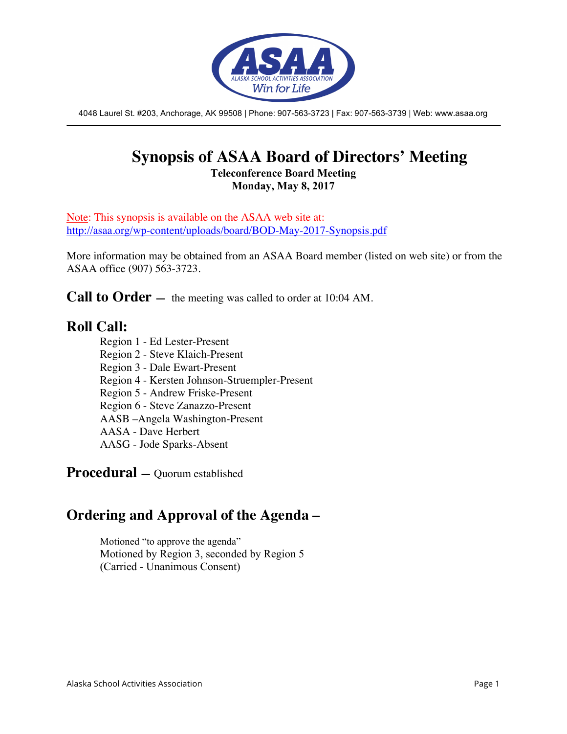4048 Laurel St. #203, Anchorage, AK 99508 | Phone: 907-563-3723 | Fax: 907-563-3739 | Web: www.asaa.org

# Synopsis of ASAA Board of Directors' Meeting

**Teleconference Board Meeting**
**Monday, May 8, 2017**

Note: This synopsis is available on the ASAA web site at:
http://asaa.org/wp-content/uploads/board/BOD-May-2017-Synopsis.pdf

More information may be obtained from an ASAA Board member (listed on web site) or from the ASAA office (907) 563-3723.

## Call to Order – the meeting was called to order at 10:04 AM.

## Roll Call:

Region 1 - Ed Lester-Present
Region 2 - Steve Klaich-Present
Region 3 - Dale Ewart-Present
Region 4 - Kersten Johnson-Struempler-Present
Region 5 - Andrew Friske-Present
Region 6 - Steve Zanazzo-Present
AASB –Angela Washington-Present
AASA - Dave Herbert
AASG - Jode Sparks-Absent

## Procedural – Quorum established

## Ordering and Approval of the Agenda –

Motioned "to approve the agenda"
Motioned by Region 3, seconded by Region 5
(Carried - Unanimous Consent)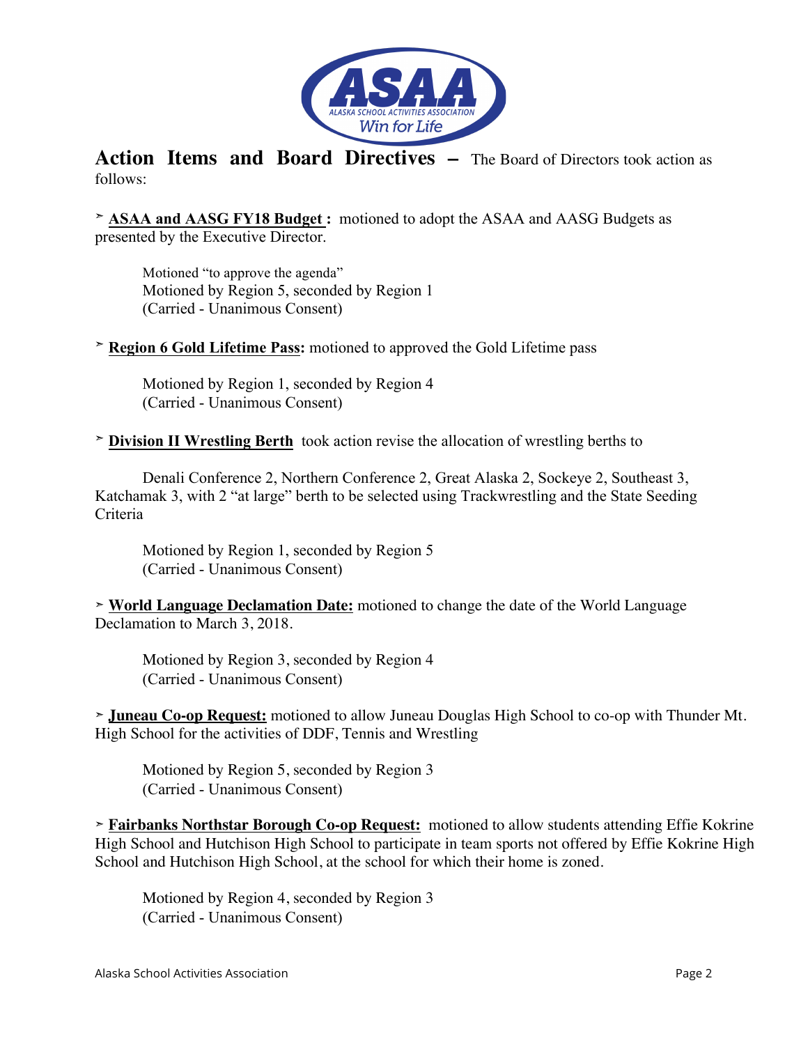**Action Items and Board Directives –** The Board of Directors took action as follows:

➢ **ASAA and AASG FY18 Budget :** motioned to adopt the ASAA and AASG Budgets as presented by the Executive Director.

> Motioned "to approve the agenda"
> Motioned by Region 5, seconded by Region 1
> (Carried - Unanimous Consent)

➢ **Region 6 Gold Lifetime Pass:** motioned to approved the Gold Lifetime pass

> Motioned by Region 1, seconded by Region 4
> (Carried - Unanimous Consent)

➢ **Division II Wrestling Berth** took action revise the allocation of wrestling berths to

Denali Conference 2, Northern Conference 2, Great Alaska 2, Sockeye 2, Southeast 3, Katchamak 3, with 2 "at large" berth to be selected using Trackwrestling and the State Seeding Criteria

> Motioned by Region 1, seconded by Region 5
> (Carried - Unanimous Consent)

➢ **World Language Declamation Date:** motioned to change the date of the World Language Declamation to March 3, 2018.

> Motioned by Region 3, seconded by Region 4
> (Carried - Unanimous Consent)

➢ **Juneau Co-op Request:** motioned to allow Juneau Douglas High School to co-op with Thunder Mt. High School for the activities of DDF, Tennis and Wrestling

> Motioned by Region 5, seconded by Region 3
> (Carried - Unanimous Consent)

➢ **Fairbanks Northstar Borough Co-op Request:** motioned to allow students attending Effie Kokrine High School and Hutchison High School to participate in team sports not offered by Effie Kokrine High School and Hutchison High School, at the school for which their home is zoned.

> Motioned by Region 4, seconded by Region 3
> (Carried - Unanimous Consent)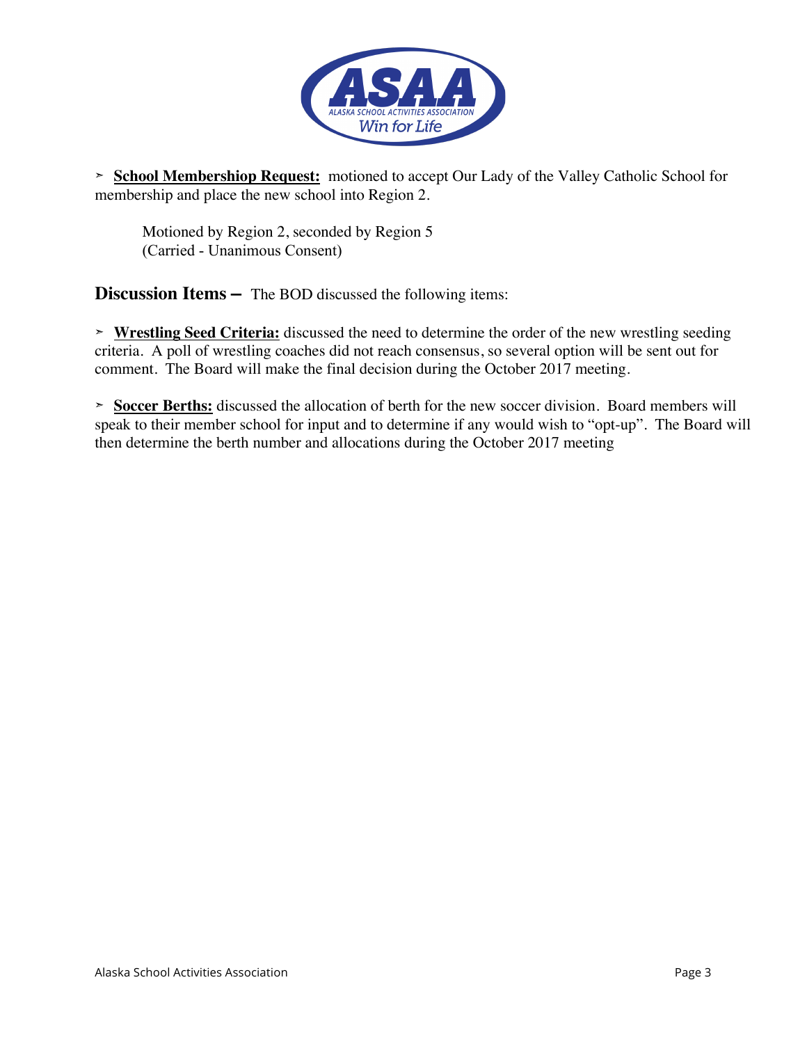- **School Membershiop Request:** motioned to accept Our Lady of the Valley Catholic School for membership and place the new school into Region 2.

  Motioned by Region 2, seconded by Region 5
  (Carried - Unanimous Consent)

**Discussion Items –** The BOD discussed the following items:

- **Wrestling Seed Criteria:** discussed the need to determine the order of the new wrestling seeding criteria. A poll of wrestling coaches did not reach consensus, so several option will be sent out for comment. The Board will make the final decision during the October 2017 meeting.

- **Soccer Berths:** discussed the allocation of berth for the new soccer division. Board members will speak to their member school for input and to determine if any would wish to "opt-up". The Board will then determine the berth number and allocations during the October 2017 meeting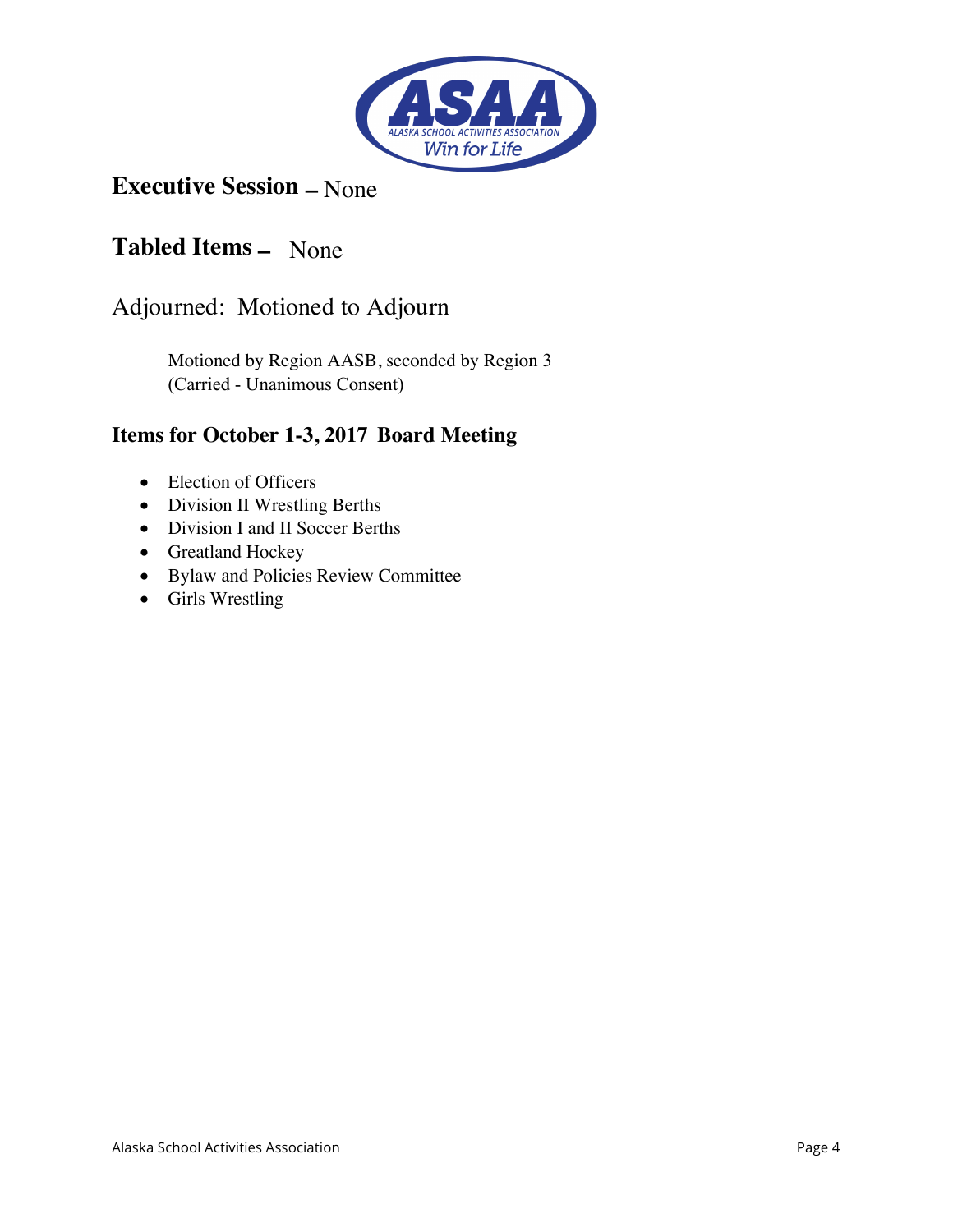**Executive Session** – None

**Tabled Items** – None

Adjourned: Motioned to Adjourn

> Motioned by Region AASB, seconded by Region 3
> (Carried - Unanimous Consent)

**Items for October 1-3, 2017 Board Meeting**

- Election of Officers
- Division II Wrestling Berths
- Division I and II Soccer Berths
- Greatland Hockey
- Bylaw and Policies Review Committee
- Girls Wrestling